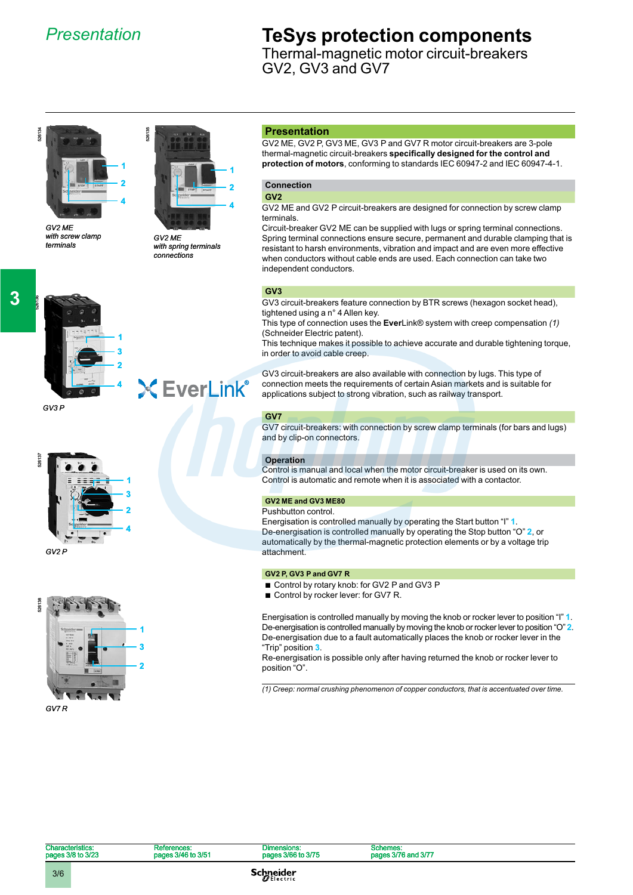# TeSys protection components

## Thermal-magnetic motor circuit-breakers GV2, GV3 and GV7

GV2 ME
with screw clamp terminals

GV2 ME
with spring terminals connections

GV3 P

GV2 P

GV7 R

## Presentation

GV2 ME, GV2 P, GV3 ME, GV3 P and GV7 R motor circuit-breakers are 3-pole thermal-magnetic circuit-breakers **specifically designed for the control and protection of motors**, conforming to standards IEC 60947-2 and IEC 60947-4-1.

### Connection

#### GV2

GV2 ME and GV2 P circuit-breakers are designed for connection by screw clamp terminals.
Circuit-breaker GV2 ME can be supplied with lugs or spring terminal connections. Spring terminal connections ensure secure, permanent and durable clamping that is resistant to harsh environments, vibration and impact and are even more effective when conductors without cable ends are used. Each connection can take two independent conductors.

#### GV3

GV3 circuit-breakers feature connection by BTR screws (hexagon socket head), tightened using a n° 4 Allen key.
This type of connection uses the **Ever**Link® system with creep compensation *(1)* (Schneider Electric patent).
This technique makes it possible to achieve accurate and durable tightening torque, in order to avoid cable creep.

GV3 circuit-breakers are also available with connection by lugs. This type of connection meets the requirements of certain Asian markets and is suitable for applications subject to strong vibration, such as railway transport.

#### GV7

GV7 circuit-breakers: with connection by screw clamp terminals (for bars and lugs) and by clip-on connectors.

### Operation

Control is manual and local when the motor circuit-breaker is used on its own.
Control is automatic and remote when it is associated with a contactor.

#### GV2 ME and GV3 ME80

Pushbutton control.
Energisation is controlled manually by operating the Start button "I" **1**.
De-energisation is controlled manually by operating the Stop button "O" **2**, or automatically by the thermal-magnetic protection elements or by a voltage trip attachment.

#### GV2 P, GV3 P and GV7 R

- Control by rotary knob: for GV2 P and GV3 P
- Control by rocker lever: for GV7 R.

Energisation is controlled manually by moving the knob or rocker lever to position "I" **1**.
De-energisation is controlled manually by moving the knob or rocker lever to position "O" **2**.
De-energisation due to a fault automatically places the knob or rocker lever in the "Trip" position **3**.
Re-energisation is possible only after having returned the knob or rocker lever to position "O".

*(1) Creep: normal crushing phenomenon of copper conductors, that is accentuated over time.*

| Characteristics: pages 3/8 to 3/23 | References: pages 3/46 to 3/51 | Dimensions: pages 3/66 to 3/75 | Schemes: pages 3/76 and 3/77 |
|---|---|---|---|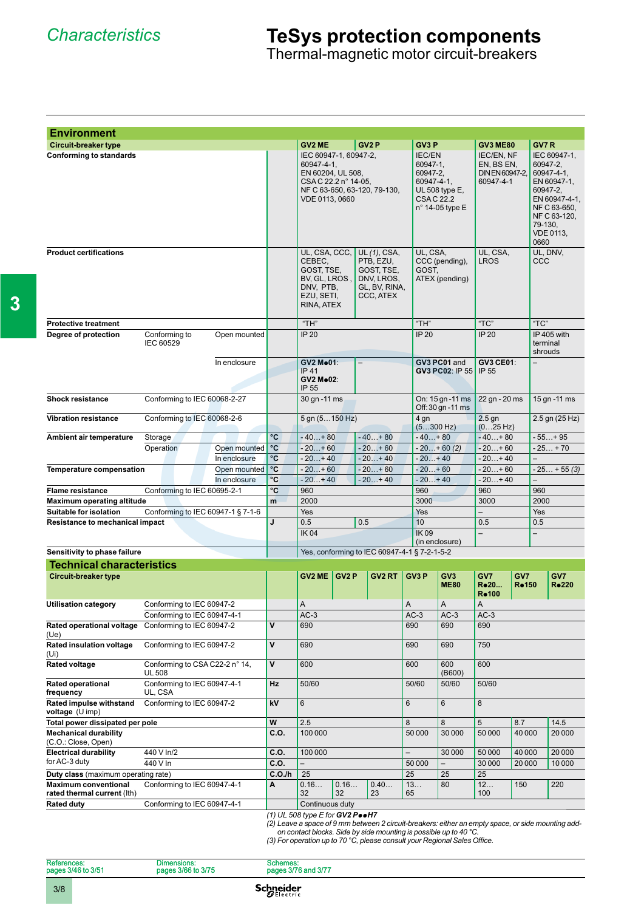# Characteristics

# TeSys protection components
Thermal-magnetic motor circuit-breakers

## Environment

| Circuit-breaker type | | | | GV2 ME | GV2 P | GV3 P | GV3 ME80 | GV7 R |
|---|---|---|---|---|---|---|---|---|
| **Conforming to standards** | | | | IEC 60947-1, 60947-2, 60947-4-1, EN 60204, UL 508, CSA C 22.2 n° 14-05, NF C 63-650, 63-120, 79-130, VDE 0113, 0660 | | IEC/EN 60947-1, 60947-2, 60947-4-1, UL 508 type E, CSA C 22.2 n° 14-05 type E | IEC/EN, NF EN, BS EN, DIN EN 60947-2, 60947-4-1 | IEC 60947-1, 60947-2, 60947-4-1, EN 60947-1, 60947-2, EN 60947-4-1, NF C 63-650, NF C 63-120, 79-130, VDE 0113, 0660 |
| **Product certifications** | | | | UL, CSA, CCC, CEBEC, GOST, TSE, BV, GL, LROS , DNV, PTB, EZU, SETI, RINA, ATEX | UL *(1)*, CSA, PTB, EZU, GOST, TSE, DNV, LROS, GL, BV, RINA, CCC, ATEX | UL, CSA, CCC (pending), GOST, ATEX (pending) | UL, CSA, LROS | UL, DNV, CCC |
| **Protective treatment** | | | | "TH" | | "TH" | "TC" | "TC" |
| **Degree of protection** | Conforming to IEC 60529 | Open mounted | | IP 20 | | IP 20 | IP 20 | IP 405 with terminal shrouds |
| | | In enclosure | | **GV2 M●01**: IP 41 **GV2 M●02**: IP 55 | – | **GV3 PC01** and **GV3 PC02**: IP 55 | **GV3 CE01**: IP 55 | – |
| **Shock resistance** | Conforming to IEC 60068-2-27 | | | 30 gn - 11 ms | | On: 15 gn - 11 ms Off: 30 gn - 11 ms | 22 gn - 20 ms | 15 gn - 11 ms |
| **Vibration resistance** | Conforming to IEC 60068-2-6 | | | 5 gn (5…150 Hz) | | 4 gn (5…300 Hz) | 2.5 gn (0…25 Hz) | 2.5 gn (25 Hz) |
| **Ambient air temperature** | Storage | | °C | - 40…+ 80 | - 40…+ 80 | - 40…+ 80 | - 40…+ 80 | - 55…+ 95 |
| | Operation | Open mounted | °C | - 20…+ 60 | - 20…+ 60 | - 20…+ 60 *(2)* | - 20…+ 60 | - 25…+ 70 |
| | | In enclosure | °C | - 20…+ 40 | - 20…+ 40 | - 20…+ 40 | - 20…+ 40 | – |
| **Temperature compensation** | | Open mounted | °C | - 20…+ 60 | - 20…+ 60 | - 20…+ 60 | - 20…+ 60 | - 25…+ 55 *(3)* |
| | | In enclosure | °C | - 20…+ 40 | - 20…+ 40 | - 20…+ 40 | - 20…+ 40 | – |
| **Flame resistance** | Conforming to IEC 60695-2-1 | | °C | 960 | | 960 | 960 | 960 |
| **Maximum operating altitude** | | | m | 2000 | | 3000 | 3000 | 2000 |
| **Suitable for isolation** | Conforming to IEC 60947-1 § 7-1-6 | | | Yes | | Yes | – | Yes |
| **Resistance to mechanical impact** | | | J | 0.5 | 0.5 | 10 | 0.5 | 0.5 |
| | | | | IK 04 | | IK 09 (in enclosure) | – | – |
| **Sensitivity to phase failure** | | | | Yes, conforming to IEC 60947-4-1 § 7-2-1-5-2 | | | | |

## Technical characteristics

| Circuit-breaker type | | | GV2 ME | GV2 P | GV2 RT | GV3 P | GV3 ME80 | GV7 R●20… R●100 | GV7 R●150 | GV7 R●220 |
|---|---|---|---|---|---|---|---|---|---|---|
| **Utilisation category** | Conforming to IEC 60947-2 | | A | | | A | A | A | | |
| | Conforming to IEC 60947-4-1 | | AC-3 | | | AC-3 | AC-3 | AC-3 | | |
| **Rated operational voltage** (Ue) | Conforming to IEC 60947-2 | V | 690 | | | 690 | 690 | 690 | | |
| **Rated insulation voltage** (Ui) | Conforming to IEC 60947-2 | V | 690 | | | 690 | 690 | 750 | | |
| **Rated voltage** | Conforming to CSA C22-2 n° 14, UL 508 | V | 600 | | | 600 | 600 (B600) | 600 | | |
| **Rated operational frequency** | Conforming to IEC 60947-4-1 UL, CSA | Hz | 50/60 | | | 50/60 | 50/60 | 50/60 | | |
| **Rated impulse withstand voltage** (U imp) | Conforming to IEC 60947-2 | kV | 6 | | | 6 | 6 | 8 | | |
| **Total power dissipated per pole** | | W | 2.5 | | | 8 | 8 | 5 | 8.7 | 14.5 |
| **Mechanical durability** (C.O.: Close, Open) | | C.O. | 100 000 | | | 50 000 | 30 000 | 50 000 | 40 000 | 20 000 |
| **Electrical durability** for AC-3 duty | 440 V In/2 | C.O. | 100 000 | | | – | 30 000 | 50 000 | 40 000 | 20 000 |
| | 440 V In | C.O. | – | | | 50 000 | – | 30 000 | 20 000 | 10 000 |
| **Duty class** (maximum operating rate) | | C.O./h | 25 | | | 25 | 25 | 25 | | |
| **Maximum conventional rated thermal current** (Ith) | Conforming to IEC 60947-4-1 | A | 0.16… 32 | 0.16… 32 | 0.40… 23 | 13… 65 | 80 | 12… 100 | 150 | 220 |
| **Rated duty** | Conforming to IEC 60947-4-1 | | Continuous duty | | | | | | | |

*(1) UL 508 type E for **GV2 P●●H7***
*(2) Leave a space of 9 mm between 2 circuit-breakers: either an empty space, or side mounting add-on contact blocks. Side by side mounting is possible up to 40 °C.*
*(3) For operation up to 70 °C, please consult your Regional Sales Office.*

References: pages 3/46 to 3/51 | Dimensions: pages 3/66 to 3/75 | Schemes: pages 3/76 and 3/77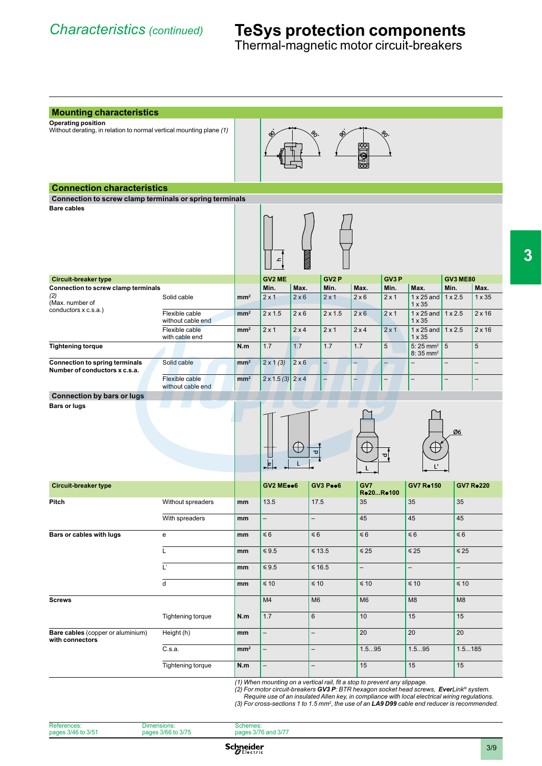# Characteristics (continued)

# TeSys protection components
Thermal-magnetic motor circuit-breakers

## Mounting characteristics

**Operating position**
Without derating, in relation to normal vertical mounting plane *(1)*

## Connection characteristics

### Connection to screw clamp terminals or spring terminals

**Bare cables**

| Circuit-breaker type | | | GV2 ME | | GV2 P | | GV3 P | | GV3 ME80 | |
|---|---|---|---|---|---|---|---|---|---|---|
| | | | Min. | Max. | Min. | Max. | Min. | Max. | Min. | Max. |
| **Connection to screw clamp terminals** *(2)* (Max. number of conductors x c.s.a.) | Solid cable | mm² | 2 x 1 | 2 x 6 | 2 x 1 | 2 x 6 | 2 x 1 | 1 x 25 and 1 x 35 | 1 x 2.5 | 1 x 35 |
| | Flexible cable without cable end | mm² | 2 x 1.5 | 2 x 6 | 2 x 1.5 | 2 x 6 | 2 x 1 | 1 x 25 and 1 x 35 | 1 x 2.5 | 2 x 16 |
| | Flexible cable with cable end | mm² | 2 x 1 | 2 x 4 | 2 x 1 | 2 x 4 | 2 x 1 | 1 x 25 and 1 x 35 | 1 x 2.5 | 2 x 16 |
| **Tightening torque** | | N.m | 1.7 | 1.7 | 1.7 | 1.7 | 5 | 5: 25 mm² 8: 35 mm² | 5 | 5 |
| **Connection to spring terminals** **Number of conductors x c.s.a.** | Solid cable | mm² | 2 x 1 *(3)* | 2 x 6 | – | – | – | – | – | – |
| | Flexible cable without cable end | mm² | 2 x 1.5 *(3)* | 2 x 4 | – | – | – | – | – | – |

### Connection by bars or lugs

**Bars or lugs**

| Circuit-breaker type | | | GV2 ME••6 | GV3 P••6 | GV7 R•20...R•100 | GV7 R•150 | GV7 R•220 |
|---|---|---|---|---|---|---|---|
| **Pitch** | Without spreaders | mm | 13.5 | 17.5 | 35 | 35 | 35 |
| | With spreaders | mm | – | – | 45 | 45 | 45 |
| **Bars or cables with lugs** | e | mm | ≤ 6 | ≤ 6 | ≤ 6 | ≤ 6 | ≤ 6 |
| | L | mm | ≤ 9.5 | ≤ 13.5 | ≤ 25 | ≤ 25 | ≤ 25 |
| | L' | mm | ≤ 9.5 | ≤ 16.5 | – | – | – |
| | d | mm | ≤ 10 | ≤ 10 | ≤ 10 | ≤ 10 | ≤ 10 |
| **Screws** | | | M4 | M6 | M6 | M8 | M8 |
| | Tightening torque | N.m | 1.7 | 6 | 10 | 15 | 15 |
| **Bare cables** (copper or aluminium) **with connectors** | Height (h) | mm | – | – | 20 | 20 | 20 |
| | C.s.a. | mm² | – | – | 1.5...95 | 1.5...95 | 1.5...185 |
| | Tightening torque | N.m | – | – | 15 | 15 | 15 |

*(1) When mounting on a vertical rail, fit a stop to prevent any slippage.*
*(2) For motor circuit-breakers **GV3 P**: BTR hexagon socket head screws, **EverLink**® system. Require use of an insulated Allen key, in compliance with local electrical wiring regulations.*
*(3) For cross-sections 1 to 1.5 mm², the use of an **LA9 D99** cable end reducer is recommended.*

References: pages 3/46 to 3/51 | Dimensions: pages 3/66 to 3/75 | Schemes: pages 3/76 and 3/77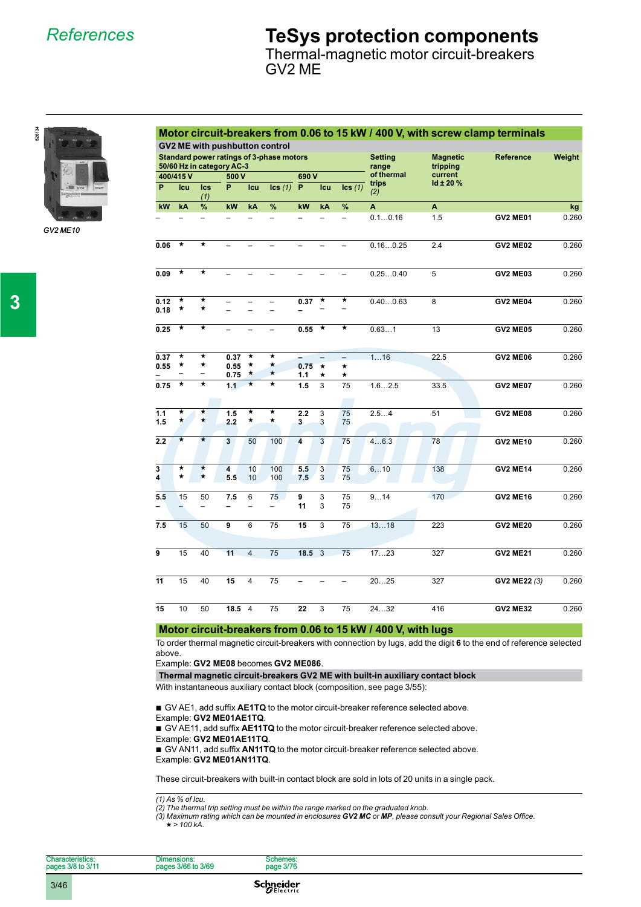# References

# TeSys protection components

## Thermal-magnetic motor circuit-breakers GV2 ME

GV2 ME10

### Motor circuit-breakers from 0.06 to 15 kW / 400 V, with screw clamp terminals

**GV2 ME with pushbutton control**

| Standard power ratings of 3-phase motors 50/60 Hz in category AC-3 | | | | | | | | | Setting range of thermal trips (2) | Magnetic tripping current Id ± 20 % | Reference | Weight |
|---|---|---|---|---|---|---|---|---|---|---|---|---|
| 400/415 V | | | 500 V | | | 690 V | | | | | | |
| P | Icu | Ics (1) | P | Icu | Ics (1) | P | Icu | Ics (1) | | | | |
| kW | kA | % | kW | kA | % | kW | kA | % | A | A | | kg |
| – | – | – | – | – | – | – | – | – | 0.1…0.16 | 1.5 | **GV2 ME01** | 0.260 |
| **0.06** | ★ | ★ | – | – | – | – | – | – | 0.16…0.25 | 2.4 | **GV2 ME02** | 0.260 |
| **0.09** | ★ | ★ | – | – | – | – | – | – | 0.25…0.40 | 5 | **GV2 ME03** | 0.260 |
| **0.12**<br>**0.18** | ★<br>★ | ★<br>★ | –<br>– | –<br>– | –<br>– | **0.37**<br>– | ★<br>– | ★<br>– | 0.40…0.63 | 8 | **GV2 ME04** | 0.260 |
| **0.25** | ★ | ★ | – | – | – | **0.55** | ★ | ★ | 0.63…1 | 13 | **GV2 ME05** | 0.260 |
| **0.37**<br>**0.55**<br>– | ★<br>★<br>– | ★<br>★<br>– | **0.37**<br>**0.55**<br>**0.75** | ★<br>★<br>★ | ★<br>★<br>★ | –<br>**0.75**<br>**1.1** | –<br>★<br>★ | –<br>★<br>★ | 1…1.6 | 22.5 | **GV2 ME06** | 0.260 |
| **0.75** | ★ | ★ | **1.1** | ★ | ★ | **1.5** | 3 | 75 | 1.6…2.5 | 33.5 | **GV2 ME07** | 0.260 |
| **1.1**<br>**1.5** | ★<br>★ | ★<br>★ | **1.5**<br>**2.2** | ★<br>★ | ★<br>★ | **2.2**<br>**3** | 3<br>3 | 75<br>75 | 2.5…4 | 51 | **GV2 ME08** | 0.260 |
| **2.2** | ★ | ★ | **3** | 50 | 100 | **4** | 3 | 75 | 4…6.3 | 78 | **GV2 ME10** | 0.260 |
| **3**<br>**4** | ★<br>★ | ★<br>★ | **4**<br>**5.5** | 10<br>10 | 100<br>100 | **5.5**<br>**7.5** | 3<br>3 | 75<br>75 | 6…10 | 138 | **GV2 ME14** | 0.260 |
| **5.5**<br>– | 15<br>– | 50<br>– | **7.5**<br>– | 6<br>– | 75<br>– | **9**<br>**11** | 3<br>3 | 75<br>75 | 9…14 | 170 | **GV2 ME16** | 0.260 |
| **7.5** | 15 | 50 | **9** | 6 | 75 | **15** | 3 | 75 | 13…18 | 223 | **GV2 ME20** | 0.260 |
| **9** | 15 | 40 | **11** | 4 | 75 | **18.5** | 3 | 75 | 17…23 | 327 | **GV2 ME21** | 0.260 |
| **11** | 15 | 40 | **15** | 4 | 75 | – | – | – | 20…25 | 327 | **GV2 ME22** *(3)* | 0.260 |
| **15** | 10 | 50 | **18.5** | 4 | 75 | **22** | 3 | 75 | 24…32 | 416 | **GV2 ME32** | 0.260 |

### Motor circuit-breakers from 0.06 to 15 kW / 400 V, with lugs

To order thermal magnetic circuit-breakers with connection by lugs, add the digit **6** to the end of reference selected above.
Example: **GV2 ME08** becomes **GV2 ME086**.

**Thermal magnetic circuit-breakers GV2 ME with built-in auxiliary contact block**

With instantaneous auxiliary contact block (composition, see page 3/55):

- GV AE1, add suffix **AE1TQ** to the motor circuit-breaker reference selected above.
Example: **GV2 ME01AE1TQ**.
- GV AE11, add suffix **AE11TQ** to the motor circuit-breaker reference selected above.
Example: **GV2 ME01AE11TQ**.
- GV AN11, add suffix **AN11TQ** to the motor circuit-breaker reference selected above.
Example: **GV2 ME01AN11TQ**.

These circuit-breakers with built-in contact block are sold in lots of 20 units in a single pack.

*(1) As % of Icu.*
*(2) The thermal trip setting must be within the range marked on the graduated knob.*
*(3) Maximum rating which can be mounted in enclosures **GV2 MC** or **MP**, please consult your Regional Sales Office.*
*★ > 100 kA.*

Characteristics: pages 3/8 to 3/11 | Dimensions: pages 3/66 to 3/69 | Schemes: page 3/76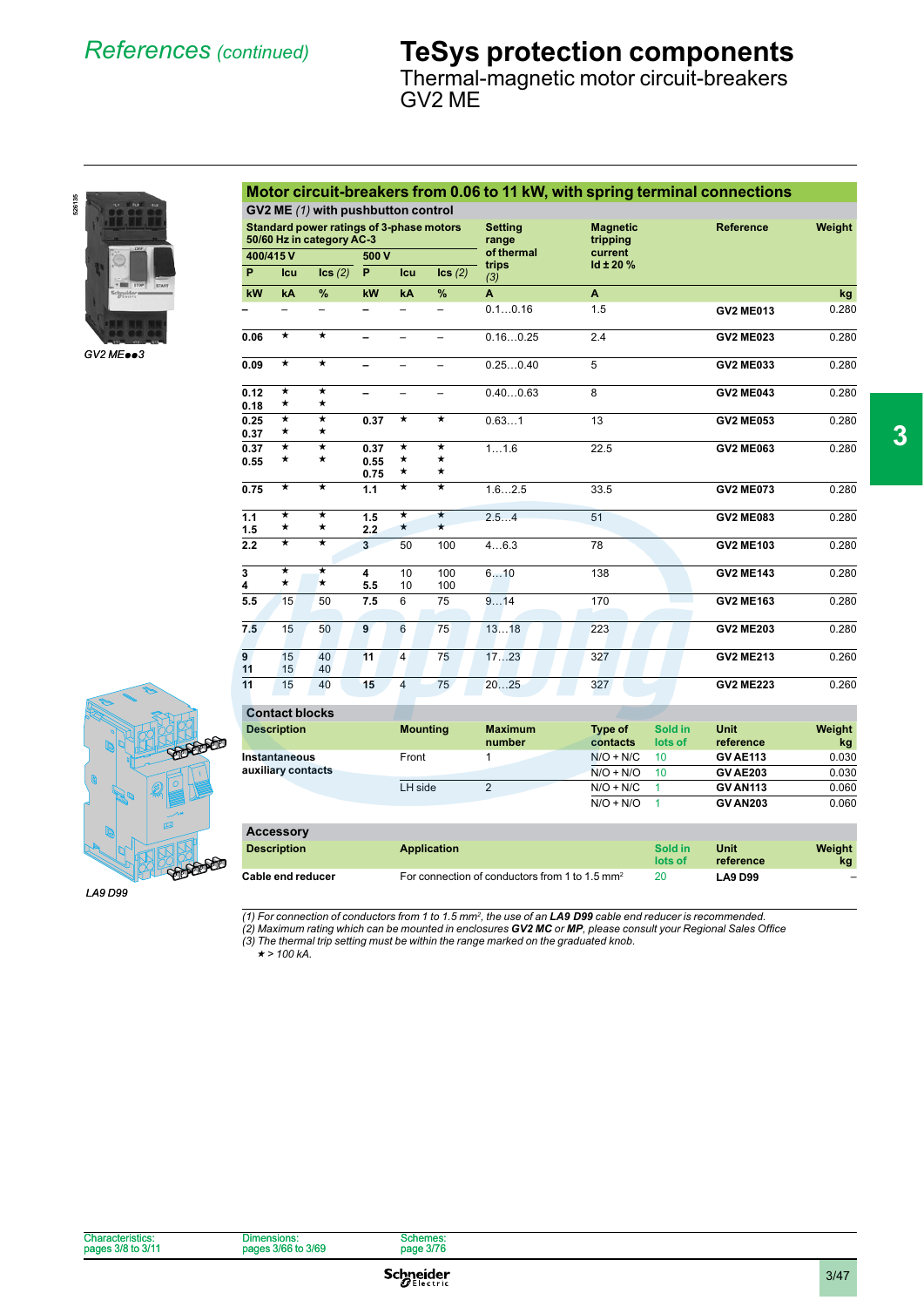# References (continued)

# TeSys protection components

## Thermal-magnetic motor circuit-breakers GV2 ME

GV2 ME●●3

### Motor circuit-breakers from 0.06 to 11 kW, with spring terminal connections

**GV2 ME** *(1)* **with pushbutton control**

| Standard power ratings of 3-phase motors 50/60 Hz in category AC-3 | | | | | | Setting range of thermal trips *(3)* | Magnetic tripping current Id ± 20 % | Reference | Weight |
|---|---|---|---|---|---|---|---|---|---|
| 400/415 V | | | 500 V | | | | | | |
| P | Icu | Ics *(2)* | P | Icu | Ics *(2)* | | | | |
| kW | kA | % | kW | kA | % | A | A | | kg |
| – | – | – | – | – | – | 0.1…0.16 | 1.5 | **GV2 ME013** | 0.280 |
| **0.06** | ★ | ★ | – | – | – | 0.16…0.25 | 2.4 | **GV2 ME023** | 0.280 |
| **0.09** | ★ | ★ | – | – | – | 0.25…0.40 | 5 | **GV2 ME033** | 0.280 |
| **0.12**<br>**0.18** | ★<br>★ | ★<br>★ | – | – | – | 0.40…0.63 | 8 | **GV2 ME043** | 0.280 |
| **0.25**<br>**0.37** | ★<br>★ | ★<br>★ | **0.37** | ★ | ★ | 0.63…1 | 13 | **GV2 ME053** | 0.280 |
| **0.37**<br>**0.55** | ★<br>★ | ★<br>★ | **0.37**<br>**0.55**<br>**0.75** | ★<br>★<br>★ | ★<br>★<br>★ | 1…1.6 | 22.5 | **GV2 ME063** | 0.280 |
| **0.75** | ★ | ★ | **1.1** | ★ | ★ | 1.6…2.5 | 33.5 | **GV2 ME073** | 0.280 |
| **1.1**<br>**1.5** | ★<br>★ | ★<br>★ | **1.5**<br>**2.2** | ★<br>★ | ★<br>★ | 2.5…4 | 51 | **GV2 ME083** | 0.280 |
| **2.2** | ★ | ★ | **3** | 50 | 100 | 4…6.3 | 78 | **GV2 ME103** | 0.280 |
| **3**<br>**4** | ★<br>★ | ★<br>★ | **4**<br>**5.5** | 10<br>10 | 100<br>100 | 6…10 | 138 | **GV2 ME143** | 0.280 |
| **5.5** | 15 | 50 | **7.5** | 6 | 75 | 9…14 | 170 | **GV2 ME163** | 0.280 |
| **7.5** | 15 | 50 | **9** | 6 | 75 | 13…18 | 223 | **GV2 ME203** | 0.280 |
| **9**<br>**11** | 15<br>15 | 40<br>40 | **11** | 4 | 75 | 17…23 | 327 | **GV2 ME213** | 0.260 |
| **11** | 15 | 40 | **15** | 4 | 75 | 20…25 | 327 | **GV2 ME223** | 0.260 |

### Contact blocks

| Description | Mounting | Maximum number | Type of contacts | Sold in lots of | Unit reference | Weight kg |
|---|---|---|---|---|---|---|
| **Instantaneous auxiliary contacts** | Front | 1 | N/O + N/C | 10 | **GV AE113** | 0.030 |
| | | | N/O + N/O | 10 | **GV AE203** | 0.030 |
| | LH side | 2 | N/O + N/C | 1 | **GV AN113** | 0.060 |
| | | | N/O + N/O | 1 | **GV AN203** | 0.060 |

### Accessory

| Description | Application | Sold in lots of | Unit reference | Weight kg |
|---|---|---|---|---|
| **Cable end reducer** | For connection of conductors from 1 to 1.5 mm² | 20 | **LA9 D99** | – |

LA9 D99

*(1) For connection of conductors from 1 to 1.5 mm², the use of an **LA9 D99** cable end reducer is recommended.*
*(2) Maximum rating which can be mounted in enclosures **GV2 MC** or **MP**, please consult your Regional Sales Office*
*(3) The thermal trip setting must be within the range marked on the graduated knob.*
*★ > 100 kA.*

Characteristics: pages 3/8 to 3/11 | Dimensions: pages 3/66 to 3/69 | Schemes: page 3/76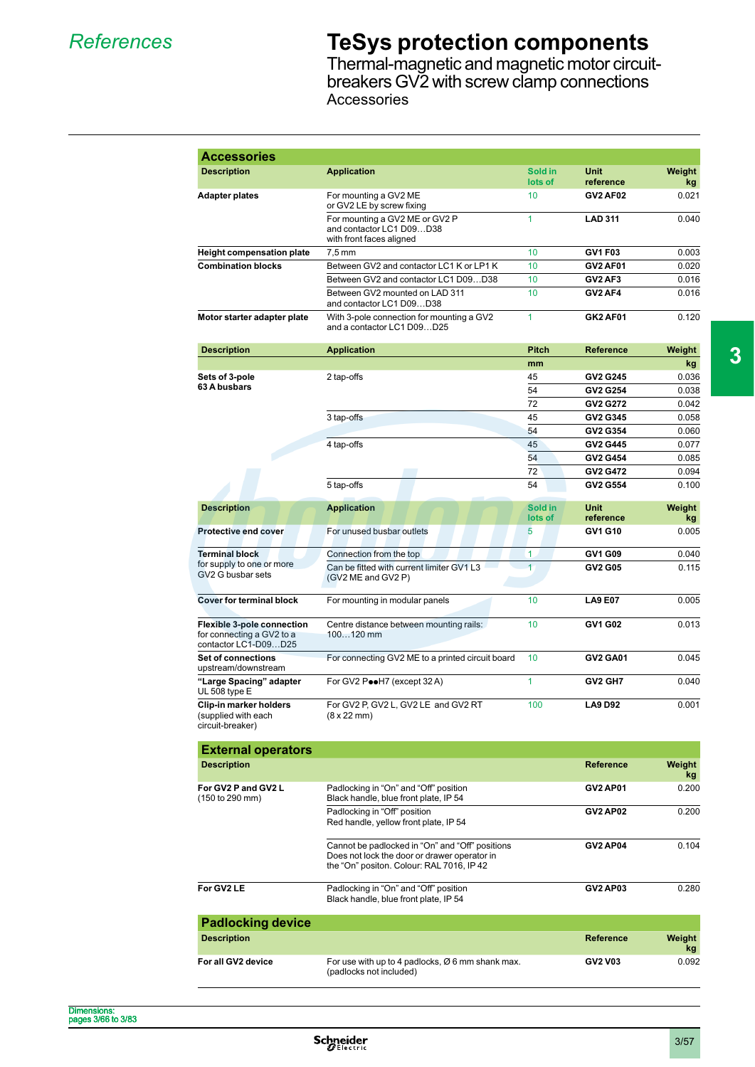# References

# TeSys protection components

## Thermal-magnetic and magnetic motor circuit-breakers GV2 with screw clamp connections

### Accessories

## Accessories

| Description | Application | Sold in lots of | Unit reference | Weight kg |
|---|---|---|---|---|
| **Adapter plates** | For mounting a GV2 ME or GV2 LE by screw fixing | 10 | **GV2 AF02** | 0.021 |
| | For mounting a GV2 ME or GV2 P and contactor LC1 D09…D38 with front faces aligned | 1 | **LAD 311** | 0.040 |
| **Height compensation plate** | 7,5 mm | 10 | **GV1 F03** | 0.003 |
| **Combination blocks** | Between GV2 and contactor LC1 K or LP1 K | 10 | **GV2 AF01** | 0.020 |
| | Between GV2 and contactor LC1 D09…D38 | 10 | **GV2 AF3** | 0.016 |
| | Between GV2 mounted on LAD 311 and contactor LC1 D09…D38 | 10 | **GV2 AF4** | 0.016 |
| **Motor starter adapter plate** | With 3-pole connection for mounting a GV2 and a contactor LC1 D09…D25 | 1 | **GK2 AF01** | 0.120 |

| Description | Application | Pitch mm | Reference | Weight kg |
|---|---|---|---|---|
| **Sets of 3-pole 63 A busbars** | 2 tap-offs | 45 | **GV2 G245** | 0.036 |
| | | 54 | **GV2 G254** | 0.038 |
| | | 72 | **GV2 G272** | 0.042 |
| | 3 tap-offs | 45 | **GV2 G345** | 0.058 |
| | | 54 | **GV2 G354** | 0.060 |
| | 4 tap-offs | 45 | **GV2 G445** | 0.077 |
| | | 54 | **GV2 G454** | 0.085 |
| | | 72 | **GV2 G472** | 0.094 |
| | 5 tap-offs | 54 | **GV2 G554** | 0.100 |

| Description | Application | Sold in lots of | Unit reference | Weight kg |
|---|---|---|---|---|
| **Protective end cover** | For unused busbar outlets | 5 | **GV1 G10** | 0.005 |
| **Terminal block** for supply to one or more GV2 G busbar sets | Connection from the top | 1 | **GV1 G09** | 0.040 |
| | Can be fitted with current limiter GV1 L3 (GV2 ME and GV2 P) | 1 | **GV2 G05** | 0.115 |
| **Cover for terminal block** | For mounting in modular panels | 10 | **LA9 E07** | 0.005 |
| **Flexible 3-pole connection** for connecting a GV2 to a contactor LC1-D09…D25 | Centre distance between mounting rails: 100…120 mm | 10 | **GV1 G02** | 0.013 |
| **Set of connections** upstream/downstream | For connecting GV2 ME to a printed circuit board | 10 | **GV2 GA01** | 0.045 |
| **“Large Spacing” adapter** UL 508 type E | For GV2 P●●H7 (except 32 A) | 1 | **GV2 GH7** | 0.040 |
| **Clip-in marker holders** (supplied with each circuit-breaker) | For GV2 P, GV2 L, GV2 LE and GV2 RT (8 x 22 mm) | 100 | **LA9 D92** | 0.001 |

## External operators

| Description | | Reference | Weight kg |
|---|---|---|---|
| **For GV2 P and GV2 L** (150 to 290 mm) | Padlocking in “On” and “Off” position Black handle, blue front plate, IP 54 | **GV2 AP01** | 0.200 |
| | Padlocking in “Off” position Red handle, yellow front plate, IP 54 | **GV2 AP02** | 0.200 |
| | Cannot be padlocked in “On” and “Off” positions Does not lock the door or drawer operator in the “On” positon. Colour: RAL 7016, IP 42 | **GV2 AP04** | 0.104 |
| **For GV2 LE** | Padlocking in “On” and “Off” position Black handle, blue front plate, IP 54 | **GV2 AP03** | 0.280 |

## Padlocking device

| Description | | Reference | Weight kg |
|---|---|---|---|
| **For all GV2 device** | For use with up to 4 padlocks, Ø 6 mm shank max. (padlocks not included) | **GV2 V03** | 0.092 |

Dimensions: pages 3/66 to 3/83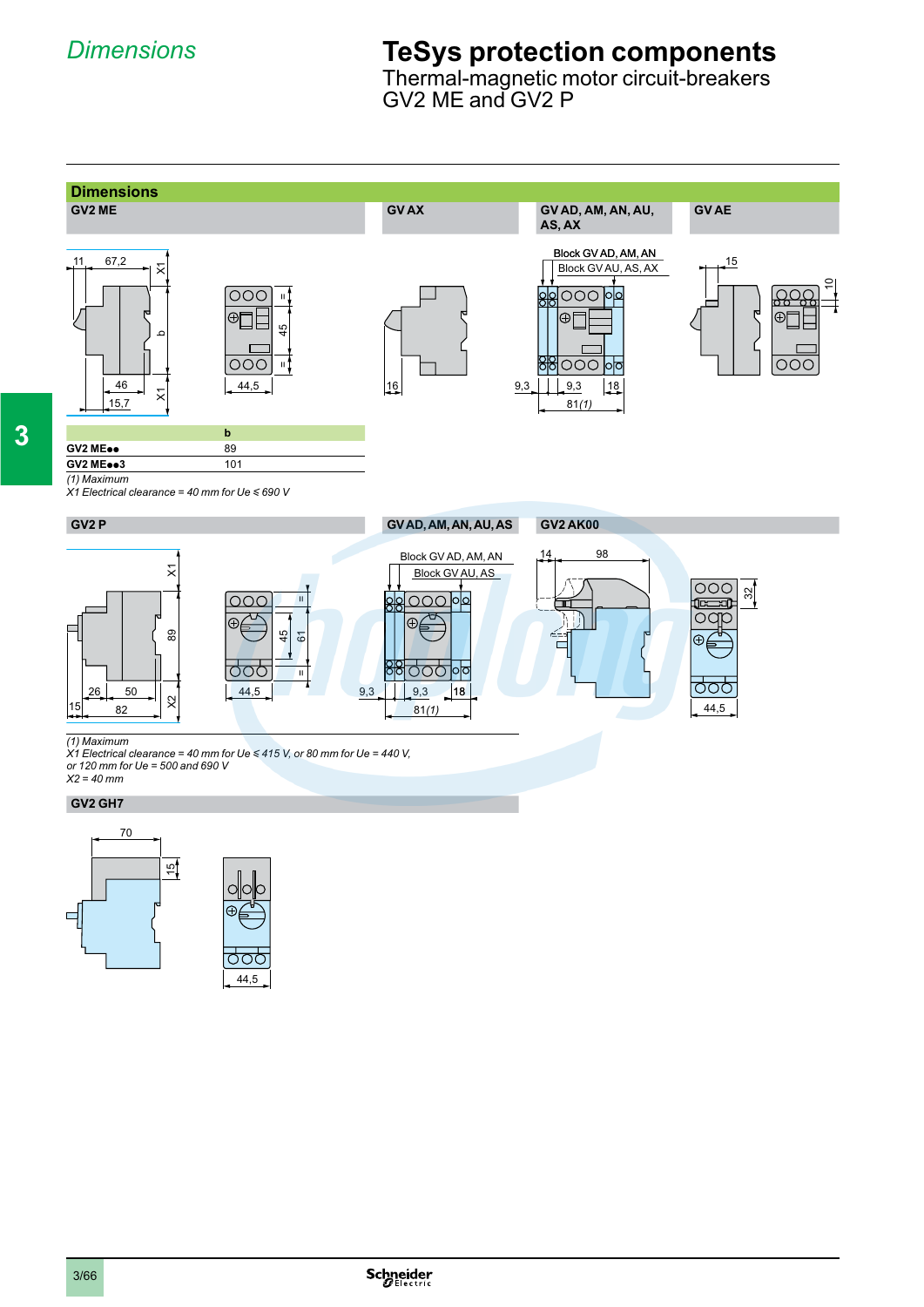# Dimensions

# TeSys protection components

Thermal-magnetic motor circuit-breakers
GV2 ME and GV2 P

## Dimensions

### GV2 ME

11
67,2
X1
b
46
15,7
X1
=
45
=
44,5

### GV AX

16

### GV AD, AM, AN, AU, AS, AX

Block GV AD, AM, AN
Block GV AU, AS, AX
9,3
9,3
18
81 *(1)*

### GV AE

15
10

| | b |
|---|---|
| **GV2 ME●●** | 89 |
| **GV2 ME●●3** | 101 |

*(1) Maximum*
*X1 Electrical clearance = 40 mm for Ue ≤ 690 V*

### GV2 P

X1
89
X2
26
50
15
82
=
45
61
=
44,5

### GV AD, AM, AN, AU, AS

Block GV AD, AM, AN
Block GV AU, AS
9,3
9,3
18
81 *(1)*

### GV2 AK00

14
98
32
44,5

*(1) Maximum*
*X1 Electrical clearance = 40 mm for Ue ≤ 415 V, or 80 mm for Ue = 440 V,*
*or 120 mm for Ue = 500 and 690 V*
*X2 = 40 mm*

### GV2 GH7

70
15
44,5